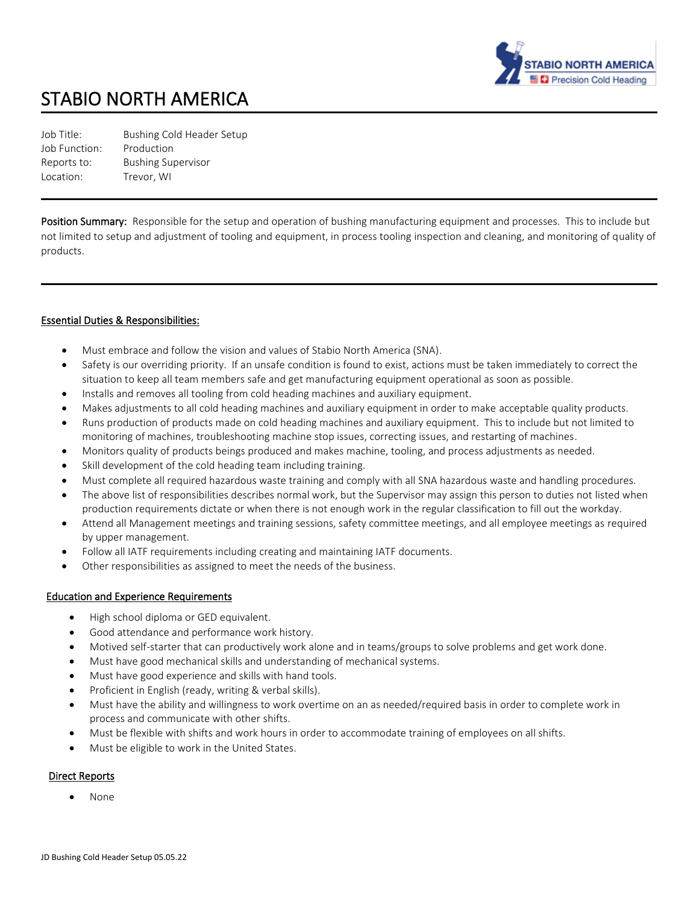# STABIO NORTH AMERICA

Job Title: Bushing Cold Header Setup
Job Function: Production
Reports to: Bushing Supervisor
Location: Trevor, WI

---

**Position Summary:** Responsible for the setup and operation of bushing manufacturing equipment and processes. This to include but not limited to setup and adjustment of tooling and equipment, in process tooling inspection and cleaning, and monitoring of quality of products.

---

## Essential Duties & Responsibilities:

- Must embrace and follow the vision and values of Stabio North America (SNA).
- Safety is our overriding priority. If an unsafe condition is found to exist, actions must be taken immediately to correct the situation to keep all team members safe and get manufacturing equipment operational as soon as possible.
- Installs and removes all tooling from cold heading machines and auxiliary equipment.
- Makes adjustments to all cold heading machines and auxiliary equipment in order to make acceptable quality products.
- Runs production of products made on cold heading machines and auxiliary equipment. This to include but not limited to monitoring of machines, troubleshooting machine stop issues, correcting issues, and restarting of machines.
- Monitors quality of products beings produced and makes machine, tooling, and process adjustments as needed.
- Skill development of the cold heading team including training.
- Must complete all required hazardous waste training and comply with all SNA hazardous waste and handling procedures.
- The above list of responsibilities describes normal work, but the Supervisor may assign this person to duties not listed when production requirements dictate or when there is not enough work in the regular classification to fill out the workday.
- Attend all Management meetings and training sessions, safety committee meetings, and all employee meetings as required by upper management.
- Follow all IATF requirements including creating and maintaining IATF documents.
- Other responsibilities as assigned to meet the needs of the business.

## Education and Experience Requirements

- High school diploma or GED equivalent.
- Good attendance and performance work history.
- Motived self-starter that can productively work alone and in teams/groups to solve problems and get work done.
- Must have good mechanical skills and understanding of mechanical systems.
- Must have good experience and skills with hand tools.
- Proficient in English (ready, writing & verbal skills).
- Must have the ability and willingness to work overtime on an as needed/required basis in order to complete work in process and communicate with other shifts.
- Must be flexible with shifts and work hours in order to accommodate training of employees on all shifts.
- Must be eligible to work in the United States.

## Direct Reports

- None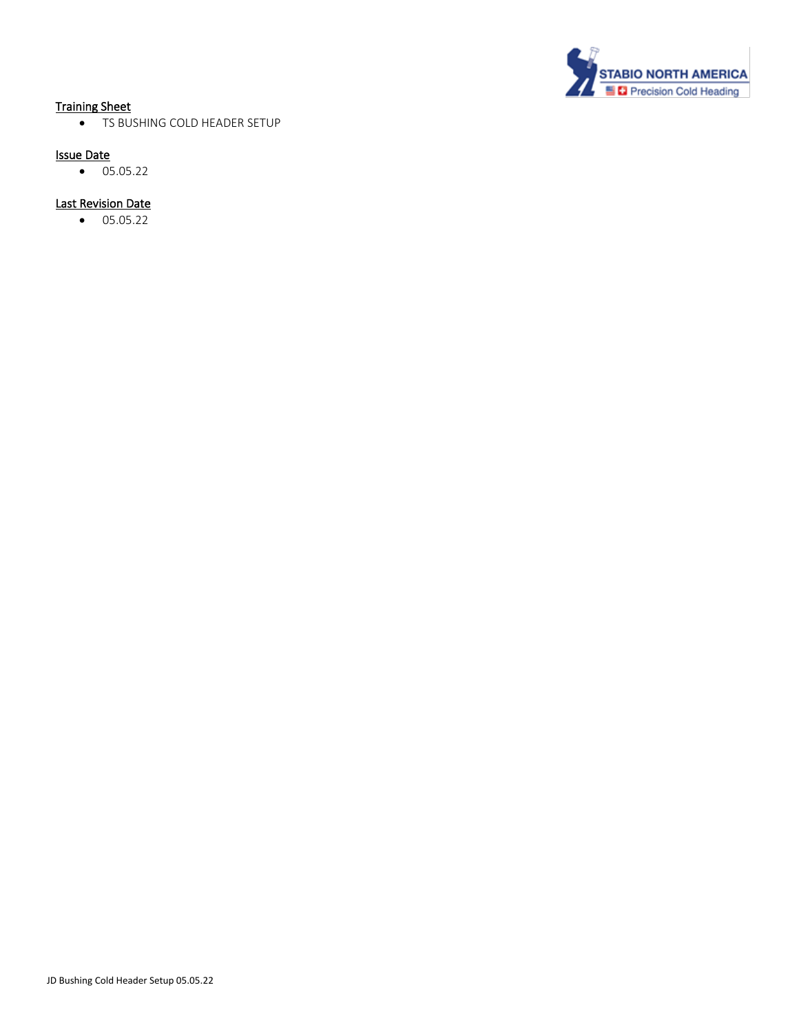Training Sheet

- TS BUSHING COLD HEADER SETUP

Issue Date

- 05.05.22

Last Revision Date

- 05.05.22